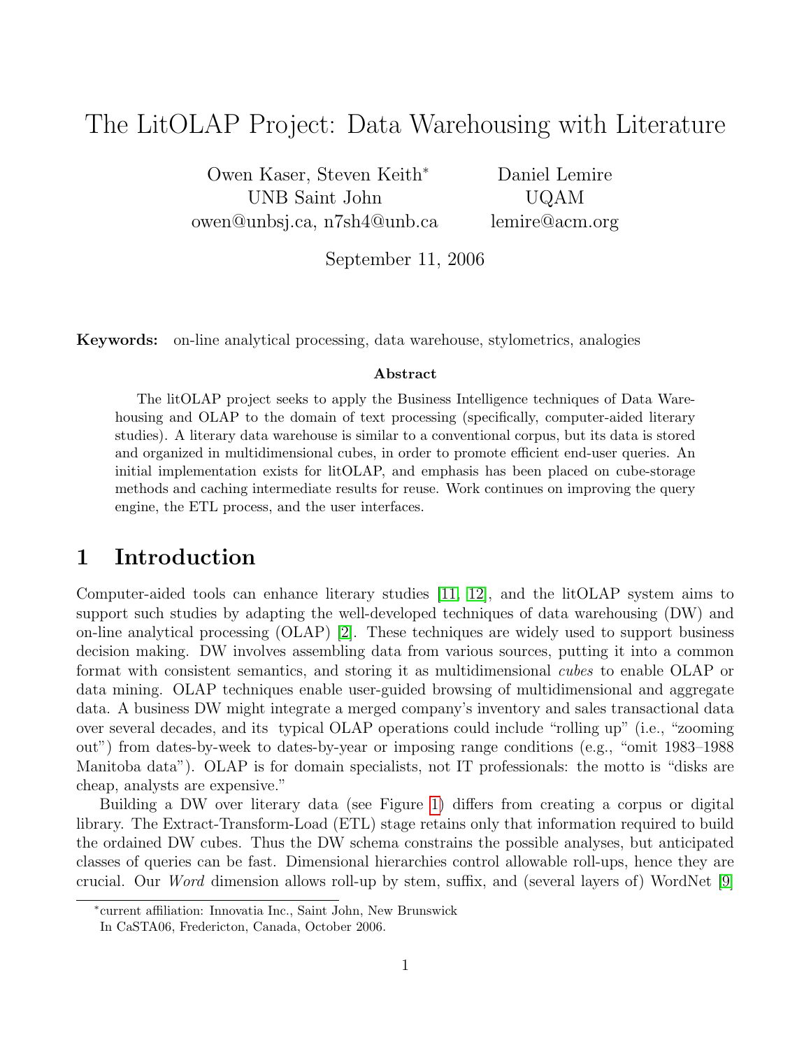# The LitOLAP Project: Data Warehousing with Literature

Owen Kaser, Steven Keith*  
UNB Saint John  
owen@unbsj.ca, n7sh4@unb.ca

Daniel Lemire  
UQAM  
lemire@acm.org

September 11, 2006

**Keywords:** on-line analytical processing, data warehouse, stylometrics, analogies

**Abstract**

The litOLAP project seeks to apply the Business Intelligence techniques of Data Warehousing and OLAP to the domain of text processing (specifically, computer-aided literary studies). A literary data warehouse is similar to a conventional corpus, but its data is stored and organized in multidimensional cubes, in order to promote efficient end-user queries. An initial implementation exists for litOLAP, and emphasis has been placed on cube-storage methods and caching intermediate results for reuse. Work continues on improving the query engine, the ETL process, and the user interfaces.

## 1 Introduction

Computer-aided tools can enhance literary studies [11, 12], and the litOLAP system aims to support such studies by adapting the well-developed techniques of data warehousing (DW) and on-line analytical processing (OLAP) [2]. These techniques are widely used to support business decision making. DW involves assembling data from various sources, putting it into a common format with consistent semantics, and storing it as multidimensional *cubes* to enable OLAP or data mining. OLAP techniques enable user-guided browsing of multidimensional and aggregate data. A business DW might integrate a merged company's inventory and sales transactional data over several decades, and its typical OLAP operations could include "rolling up" (i.e., "zooming out") from dates-by-week to dates-by-year or imposing range conditions (e.g., "omit 1983–1988 Manitoba data"). OLAP is for domain specialists, not IT professionals: the motto is "disks are cheap, analysts are expensive."

Building a DW over literary data (see Figure 1) differs from creating a corpus or digital library. The Extract-Transform-Load (ETL) stage retains only that information required to build the ordained DW cubes. Thus the DW schema constrains the possible analyses, but anticipated classes of queries can be fast. Dimensional hierarchies control allowable roll-ups, hence they are crucial. Our *Word* dimension allows roll-up by stem, suffix, and (several layers of) WordNet [9]

*current affiliation: Innovatia Inc., Saint John, New Brunswick  
In CaSTA06, Fredericton, Canada, October 2006.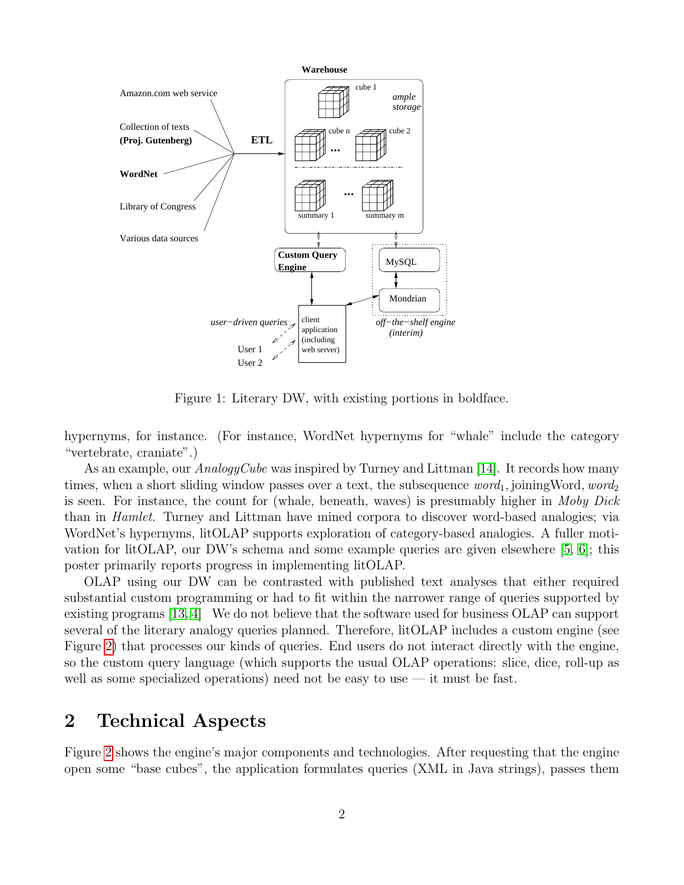Figure 1: Literary DW, with existing portions in boldface.

hypernyms, for instance. (For instance, WordNet hypernyms for "whale" include the category "vertebrate, craniate".)

As an example, our *AnalogyCube* was inspired by Turney and Littman [14]. It records how many times, when a short sliding window passes over a text, the subsequence $word_1$, joiningWord, $word_2$ is seen. For instance, the count for (whale, beneath, waves) is presumably higher in *Moby Dick* than in *Hamlet*. Turney and Littman have mined corpora to discover word-based analogies; via WordNet's hypernyms, litOLAP supports exploration of category-based analogies. A fuller motivation for litOLAP, our DW's schema and some example queries are given elsewhere [5, 6]; this poster primarily reports progress in implementing litOLAP.

OLAP using our DW can be contrasted with published text analyses that either required substantial custom programming or had to fit within the narrower range of queries supported by existing programs [13, 4] We do not believe that the software used for business OLAP can support several of the literary analogy queries planned. Therefore, litOLAP includes a custom engine (see Figure 2) that processes our kinds of queries. End users do not interact directly with the engine, so the custom query language (which supports the usual OLAP operations: slice, dice, roll-up as well as some specialized operations) need not be easy to use — it must be fast.

## 2 Technical Aspects

Figure 2 shows the engine's major components and technologies. After requesting that the engine open some "base cubes", the application formulates queries (XML in Java strings), passes them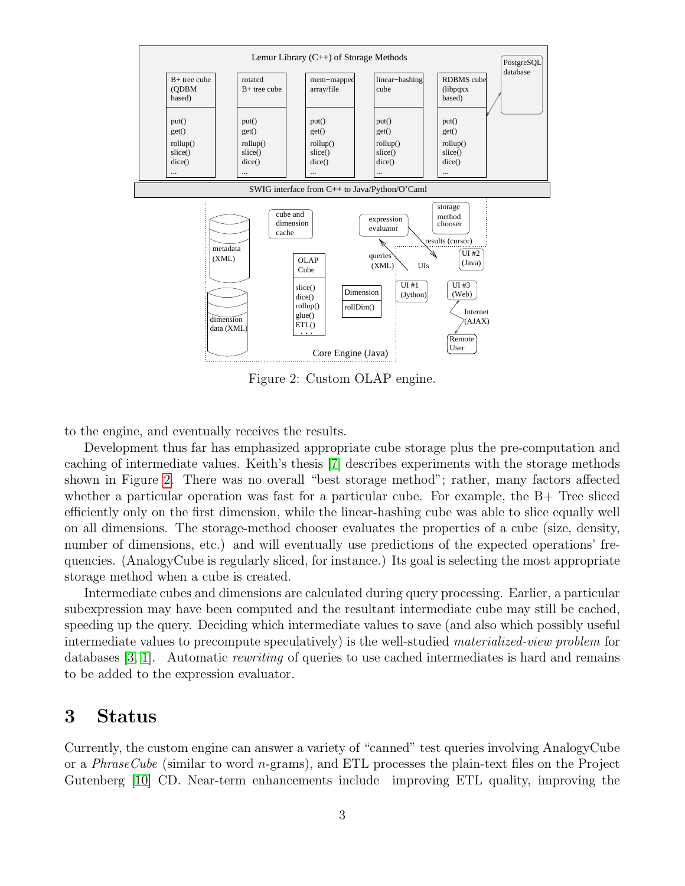Figure 2: Custom OLAP engine.

to the engine, and eventually receives the results.

Development thus far has emphasized appropriate cube storage plus the pre-computation and caching of intermediate values. Keith's thesis [7] describes experiments with the storage methods shown in Figure 2. There was no overall "best storage method"; rather, many factors affected whether a particular operation was fast for a particular cube. For example, the B+ Tree sliced efficiently only on the first dimension, while the linear-hashing cube was able to slice equally well on all dimensions. The storage-method chooser evaluates the properties of a cube (size, density, number of dimensions, etc.) and will eventually use predictions of the expected operations' frequencies. (AnalogyCube is regularly sliced, for instance.) Its goal is selecting the most appropriate storage method when a cube is created.

Intermediate cubes and dimensions are calculated during query processing. Earlier, a particular subexpression may have been computed and the resultant intermediate cube may still be cached, speeding up the query. Deciding which intermediate values to save (and also which possibly useful intermediate values to precompute speculatively) is the well-studied *materialized-view problem* for databases [3, 1]. Automatic *rewriting* of queries to use cached intermediates is hard and remains to be added to the expression evaluator.

# 3 Status

Currently, the custom engine can answer a variety of "canned" test queries involving AnalogyCube or a *PhraseCube* (similar to word $n$-grams), and ETL processes the plain-text files on the Project Gutenberg [10] CD. Near-term enhancements include improving ETL quality, improving the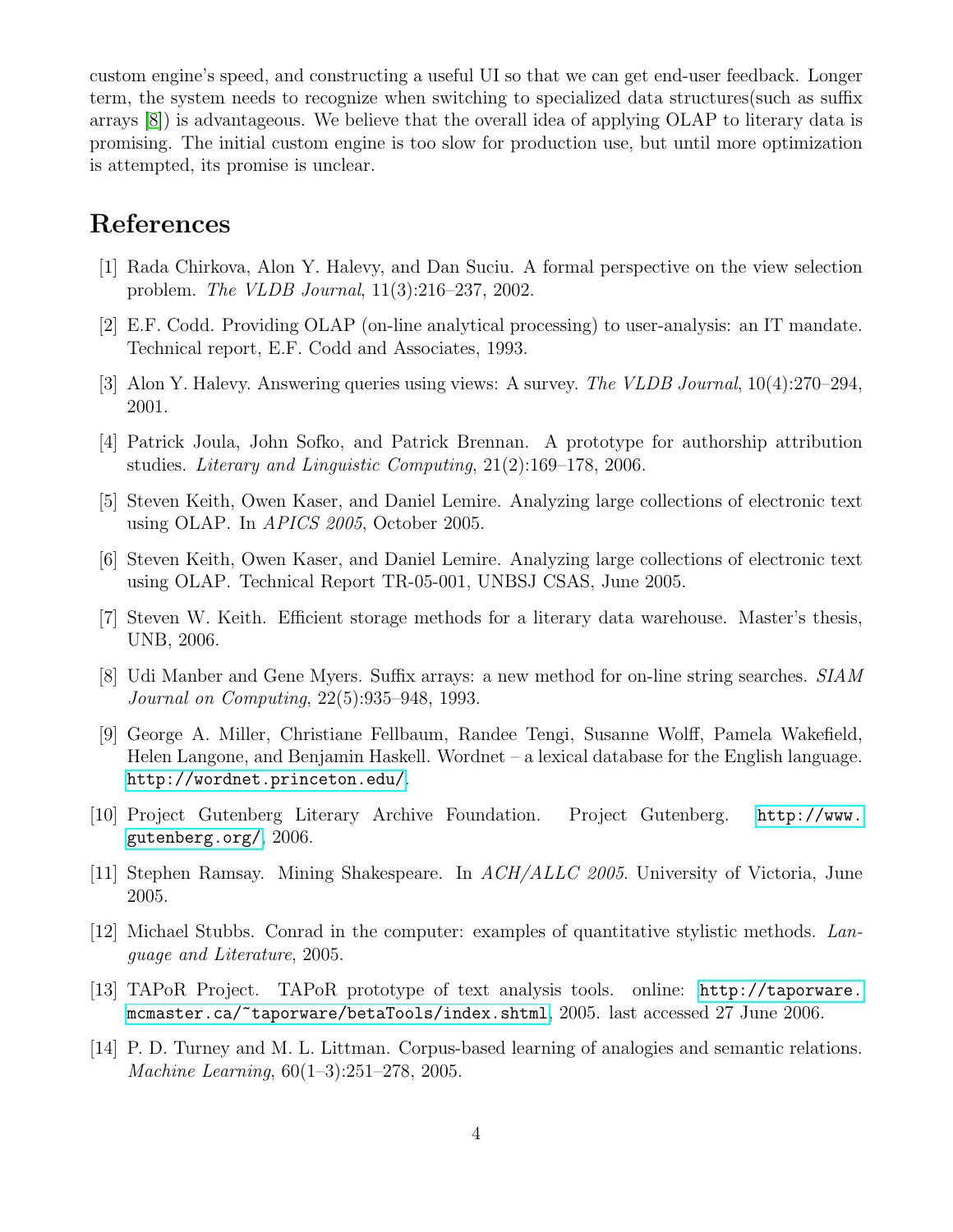custom engine's speed, and constructing a useful UI so that we can get end-user feedback. Longer term, the system needs to recognize when switching to specialized data structures(such as suffix arrays [8]) is advantageous. We believe that the overall idea of applying OLAP to literary data is promising. The initial custom engine is too slow for production use, but until more optimization is attempted, its promise is unclear.

## References

[1] Rada Chirkova, Alon Y. Halevy, and Dan Suciu. A formal perspective on the view selection problem. *The VLDB Journal*, 11(3):216–237, 2002.

[2] E.F. Codd. Providing OLAP (on-line analytical processing) to user-analysis: an IT mandate. Technical report, E.F. Codd and Associates, 1993.

[3] Alon Y. Halevy. Answering queries using views: A survey. *The VLDB Journal*, 10(4):270–294, 2001.

[4] Patrick Joula, John Sofko, and Patrick Brennan. A prototype for authorship attribution studies. *Literary and Linguistic Computing*, 21(2):169–178, 2006.

[5] Steven Keith, Owen Kaser, and Daniel Lemire. Analyzing large collections of electronic text using OLAP. In *APICS 2005*, October 2005.

[6] Steven Keith, Owen Kaser, and Daniel Lemire. Analyzing large collections of electronic text using OLAP. Technical Report TR-05-001, UNBSJ CSAS, June 2005.

[7] Steven W. Keith. Efficient storage methods for a literary data warehouse. Master's thesis, UNB, 2006.

[8] Udi Manber and Gene Myers. Suffix arrays: a new method for on-line string searches. *SIAM Journal on Computing*, 22(5):935–948, 1993.

[9] George A. Miller, Christiane Fellbaum, Randee Tengi, Susanne Wolff, Pamela Wakefield, Helen Langone, and Benjamin Haskell. Wordnet – a lexical database for the English language. http://wordnet.princeton.edu/.

[10] Project Gutenberg Literary Archive Foundation. Project Gutenberg. http://www.gutenberg.org/, 2006.

[11] Stephen Ramsay. Mining Shakespeare. In *ACH/ALLC 2005*. University of Victoria, June 2005.

[12] Michael Stubbs. Conrad in the computer: examples of quantitative stylistic methods. *Language and Literature*, 2005.

[13] TAPoR Project. TAPoR prototype of text analysis tools. online: http://taporware.mcmaster.ca/~taporware/betaTools/index.shtml, 2005. last accessed 27 June 2006.

[14] P. D. Turney and M. L. Littman. Corpus-based learning of analogies and semantic relations. *Machine Learning*, 60(1–3):251–278, 2005.